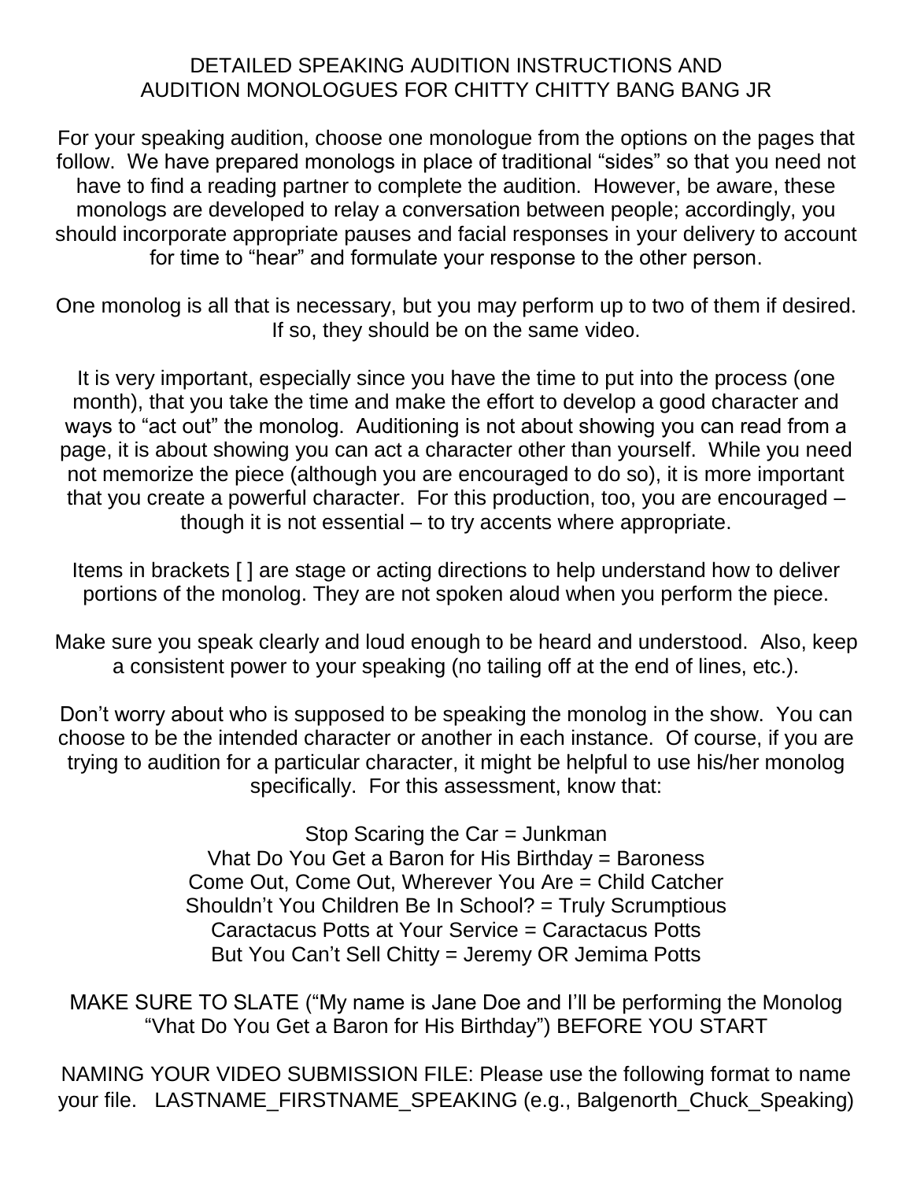# DETAILED SPEAKING AUDITION INSTRUCTIONS AND AUDITION MONOLOGUES FOR CHITTY CHITTY BANG BANG JR

For your speaking audition, choose one monologue from the options on the pages that follow. We have prepared monologs in place of traditional "sides" so that you need not have to find a reading partner to complete the audition. However, be aware, these monologs are developed to relay a conversation between people; accordingly, you should incorporate appropriate pauses and facial responses in your delivery to account for time to "hear" and formulate your response to the other person.

One monolog is all that is necessary, but you may perform up to two of them if desired. If so, they should be on the same video.

It is very important, especially since you have the time to put into the process (one month), that you take the time and make the effort to develop a good character and ways to "act out" the monolog. Auditioning is not about showing you can read from a page, it is about showing you can act a character other than yourself. While you need not memorize the piece (although you are encouraged to do so), it is more important that you create a powerful character. For this production, too, you are encouraged – though it is not essential – to try accents where appropriate.

Items in brackets [ ] are stage or acting directions to help understand how to deliver portions of the monolog. They are not spoken aloud when you perform the piece.

Make sure you speak clearly and loud enough to be heard and understood. Also, keep a consistent power to your speaking (no tailing off at the end of lines, etc.).

Don't worry about who is supposed to be speaking the monolog in the show. You can choose to be the intended character or another in each instance. Of course, if you are trying to audition for a particular character, it might be helpful to use his/her monolog specifically. For this assessment, know that:

Stop Scaring the Car = Junkman
Vhat Do You Get a Baron for His Birthday = Baroness
Come Out, Come Out, Wherever You Are = Child Catcher
Shouldn't You Children Be In School? = Truly Scrumptious
Caractacus Potts at Your Service = Caractacus Potts
But You Can't Sell Chitty = Jeremy OR Jemima Potts

MAKE SURE TO SLATE ("My name is Jane Doe and I'll be performing the Monolog "Vhat Do You Get a Baron for His Birthday") BEFORE YOU START

NAMING YOUR VIDEO SUBMISSION FILE: Please use the following format to name your file. LASTNAME_FIRSTNAME_SPEAKING (e.g., Balgenorth_Chuck_Speaking)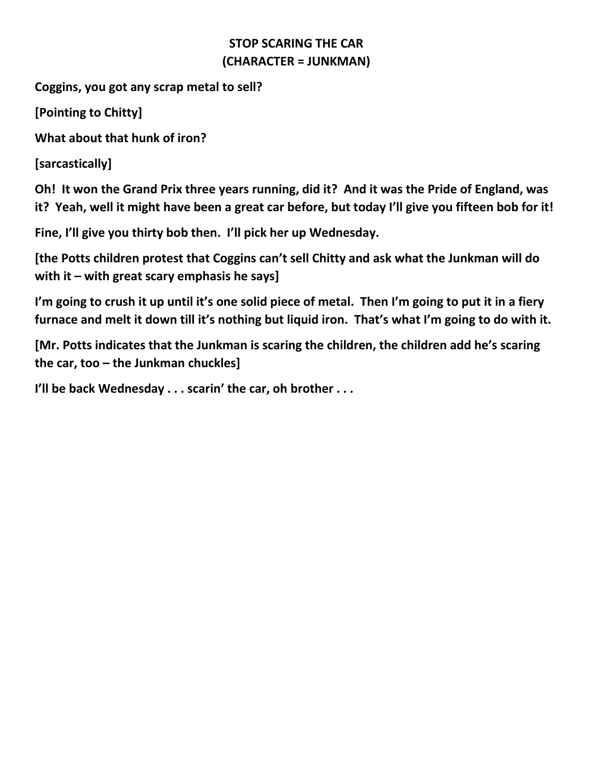**STOP SCARING THE CAR**
**(CHARACTER = JUNKMAN)**

**Coggins, you got any scrap metal to sell?**

**[Pointing to Chitty]**

**What about that hunk of iron?**

**[sarcastically]**

**Oh! It won the Grand Prix three years running, did it? And it was the Pride of England, was it? Yeah, well it might have been a great car before, but today I'll give you fifteen bob for it!**

**Fine, I'll give you thirty bob then. I'll pick her up Wednesday.**

**[the Potts children protest that Coggins can't sell Chitty and ask what the Junkman will do with it – with great scary emphasis he says]**

**I'm going to crush it up until it's one solid piece of metal. Then I'm going to put it in a fiery furnace and melt it down till it's nothing but liquid iron. That's what I'm going to do with it.**

**[Mr. Potts indicates that the Junkman is scaring the children, the children add he's scaring the car, too – the Junkman chuckles]**

**I'll be back Wednesday . . . scarin' the car, oh brother . . .**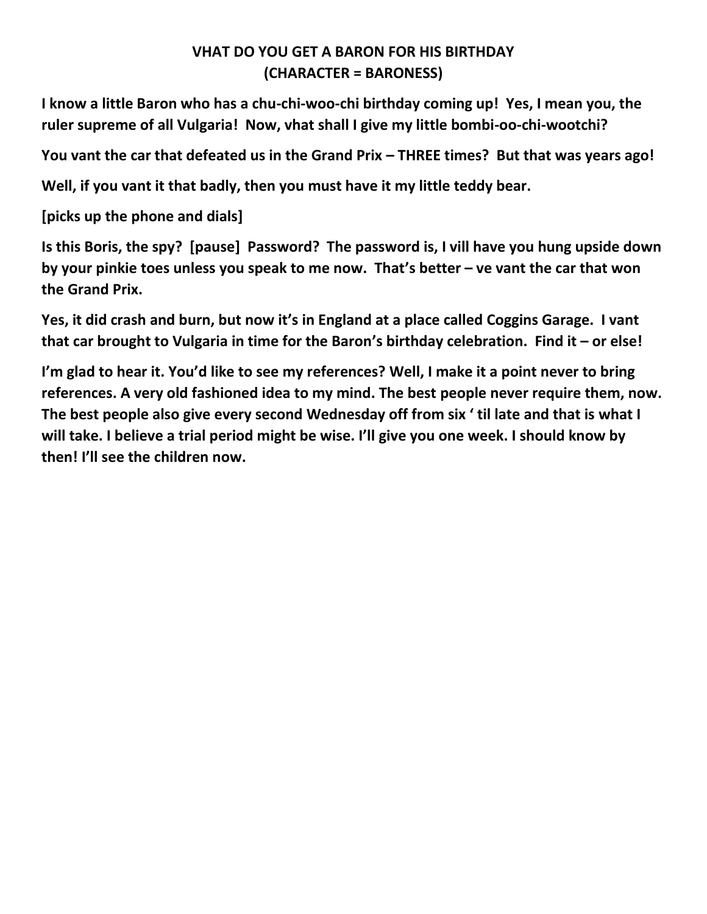**VHAT DO YOU GET A BARON FOR HIS BIRTHDAY**
**(CHARACTER = BARONESS)**

**I know a little Baron who has a chu-chi-woo-chi birthday coming up! Yes, I mean you, the ruler supreme of all Vulgaria! Now, vhat shall I give my little bombi-oo-chi-wootchi?**

**You vant the car that defeated us in the Grand Prix – THREE times? But that was years ago!**

**Well, if you vant it that badly, then you must have it my little teddy bear.**

**[picks up the phone and dials]**

**Is this Boris, the spy? [pause] Password? The password is, I vill have you hung upside down by your pinkie toes unless you speak to me now. That's better – ve vant the car that won the Grand Prix.**

**Yes, it did crash and burn, but now it's in England at a place called Coggins Garage. I vant that car brought to Vulgaria in time for the Baron's birthday celebration. Find it – or else!**

**I'm glad to hear it. You'd like to see my references? Well, I make it a point never to bring references. A very old fashioned idea to my mind. The best people never require them, now. The best people also give every second Wednesday off from six ' til late and that is what I will take. I believe a trial period might be wise. I'll give you one week. I should know by then! I'll see the children now.**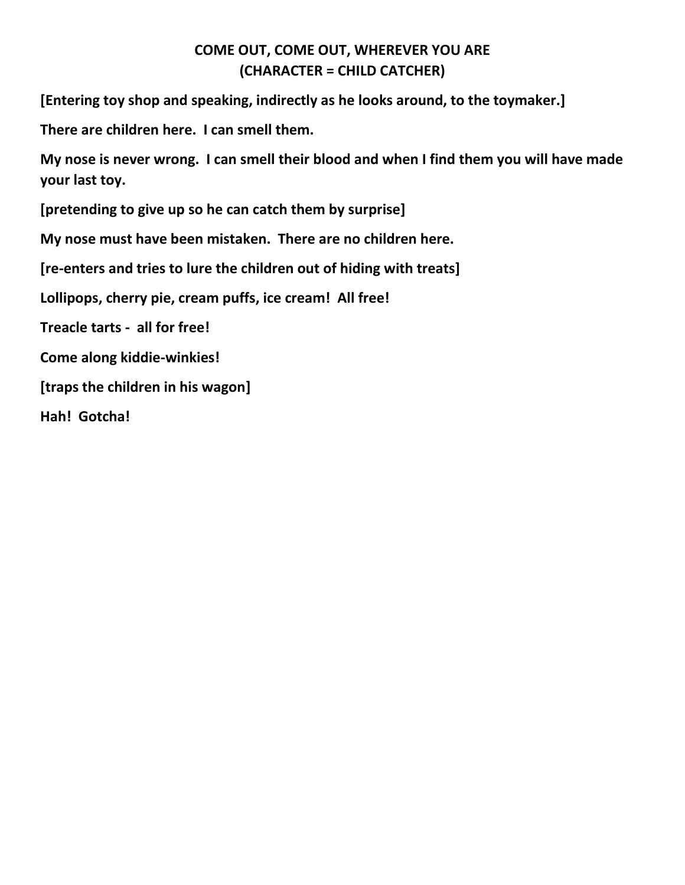# COME OUT, COME OUT, WHEREVER YOU ARE
## (CHARACTER = CHILD CATCHER)

**[Entering toy shop and speaking, indirectly as he looks around, to the toymaker.]**

**There are children here. I can smell them.**

**My nose is never wrong. I can smell their blood and when I find them you will have made your last toy.**

**[pretending to give up so he can catch them by surprise]**

**My nose must have been mistaken. There are no children here.**

**[re-enters and tries to lure the children out of hiding with treats]**

**Lollipops, cherry pie, cream puffs, ice cream! All free!**

**Treacle tarts - all for free!**

**Come along kiddie-winkies!**

**[traps the children in his wagon]**

**Hah! Gotcha!**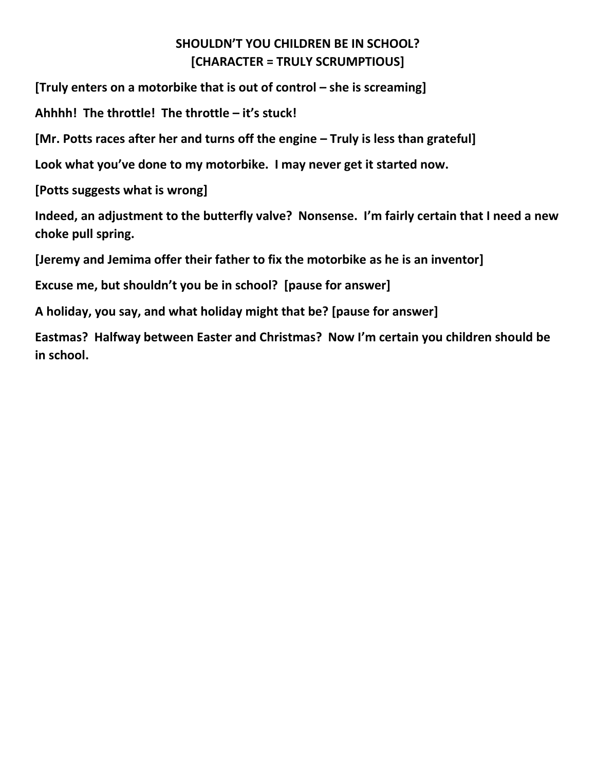**SHOULDN'T YOU CHILDREN BE IN SCHOOL?**
**[CHARACTER = TRULY SCRUMPTIOUS]**

**[Truly enters on a motorbike that is out of control – she is screaming]**

**Ahhhh! The throttle! The throttle – it's stuck!**

**[Mr. Potts races after her and turns off the engine – Truly is less than grateful]**

**Look what you've done to my motorbike. I may never get it started now.**

**[Potts suggests what is wrong]**

**Indeed, an adjustment to the butterfly valve? Nonsense. I'm fairly certain that I need a new choke pull spring.**

**[Jeremy and Jemima offer their father to fix the motorbike as he is an inventor]**

**Excuse me, but shouldn't you be in school? [pause for answer]**

**A holiday, you say, and what holiday might that be? [pause for answer]**

**Eastmas? Halfway between Easter and Christmas? Now I'm certain you children should be in school.**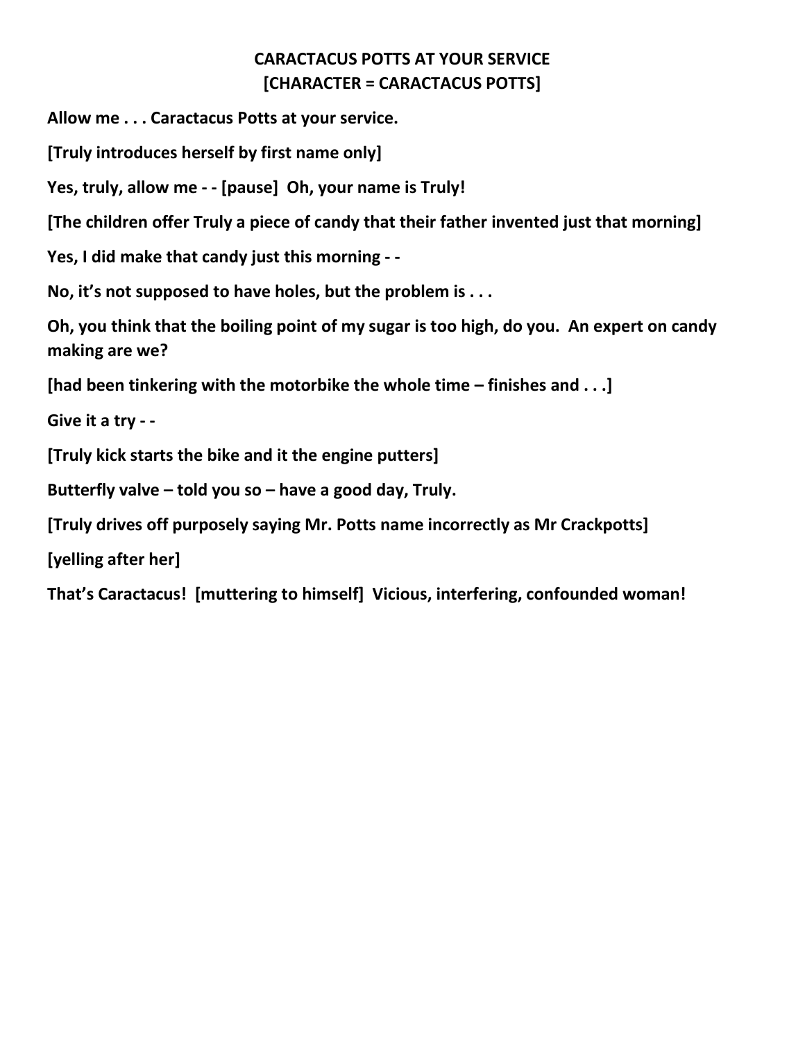**CARACTACUS POTTS AT YOUR SERVICE**
**[CHARACTER = CARACTACUS POTTS]**

**Allow me . . . Caractacus Potts at your service.**

**[Truly introduces herself by first name only]**

**Yes, truly, allow me - - [pause] Oh, your name is Truly!**

**[The children offer Truly a piece of candy that their father invented just that morning]**

**Yes, I did make that candy just this morning - -**

**No, it's not supposed to have holes, but the problem is . . .**

**Oh, you think that the boiling point of my sugar is too high, do you. An expert on candy making are we?**

**[had been tinkering with the motorbike the whole time – finishes and . . .]**

**Give it a try - -**

**[Truly kick starts the bike and it the engine putters]**

**Butterfly valve – told you so – have a good day, Truly.**

**[Truly drives off purposely saying Mr. Potts name incorrectly as Mr Crackpotts]**

**[yelling after her]**

**That's Caractacus! [muttering to himself] Vicious, interfering, confounded woman!**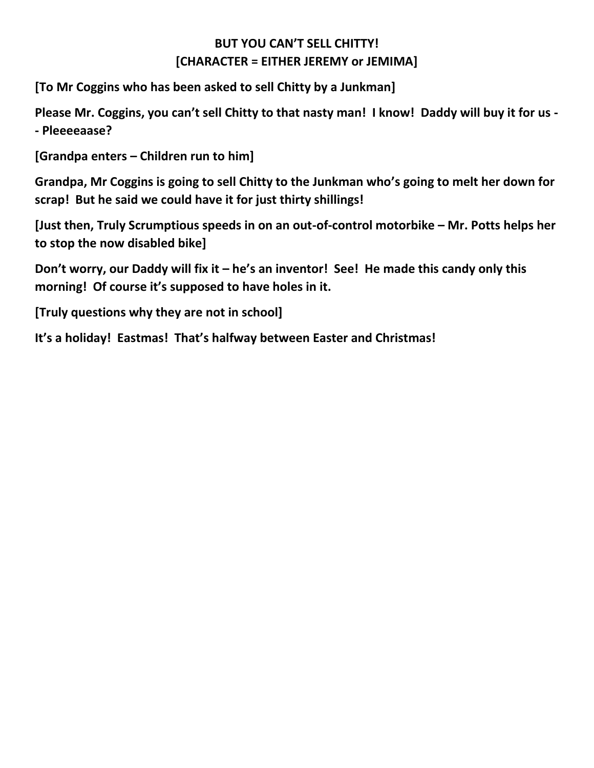**BUT YOU CAN'T SELL CHITTY!**
**[CHARACTER = EITHER JEREMY or JEMIMA]**

**[To Mr Coggins who has been asked to sell Chitty by a Junkman]**

**Please Mr. Coggins, you can't sell Chitty to that nasty man! I know! Daddy will buy it for us -- Pleeeeaase?**

**[Grandpa enters – Children run to him]**

**Grandpa, Mr Coggins is going to sell Chitty to the Junkman who's going to melt her down for scrap! But he said we could have it for just thirty shillings!**

**[Just then, Truly Scrumptious speeds in on an out-of-control motorbike – Mr. Potts helps her to stop the now disabled bike]**

**Don't worry, our Daddy will fix it – he's an inventor! See! He made this candy only this morning! Of course it's supposed to have holes in it.**

**[Truly questions why they are not in school]**

**It's a holiday! Eastmas! That's halfway between Easter and Christmas!**